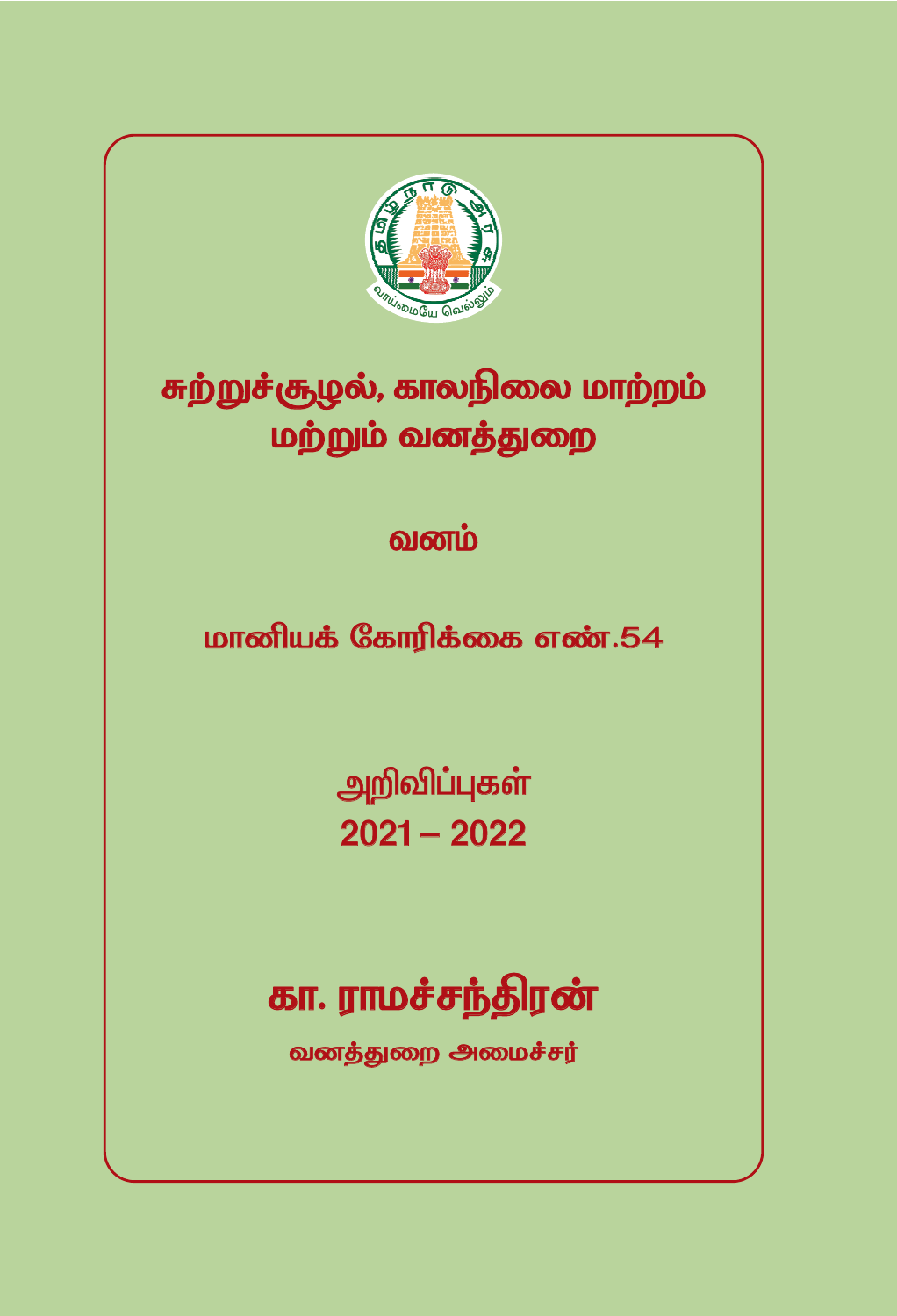# சுற்றுச்சூழல், காலநிலை மாற்றம் மற்றும் வனத்துறை

## வனம்

## மானியக் கோரிக்கை எண்.54

அறிவிப்புகள்

**2021 – 2022**

## கா. ராமச்சந்திரன்

**வனத்துறை அமைச்சர்**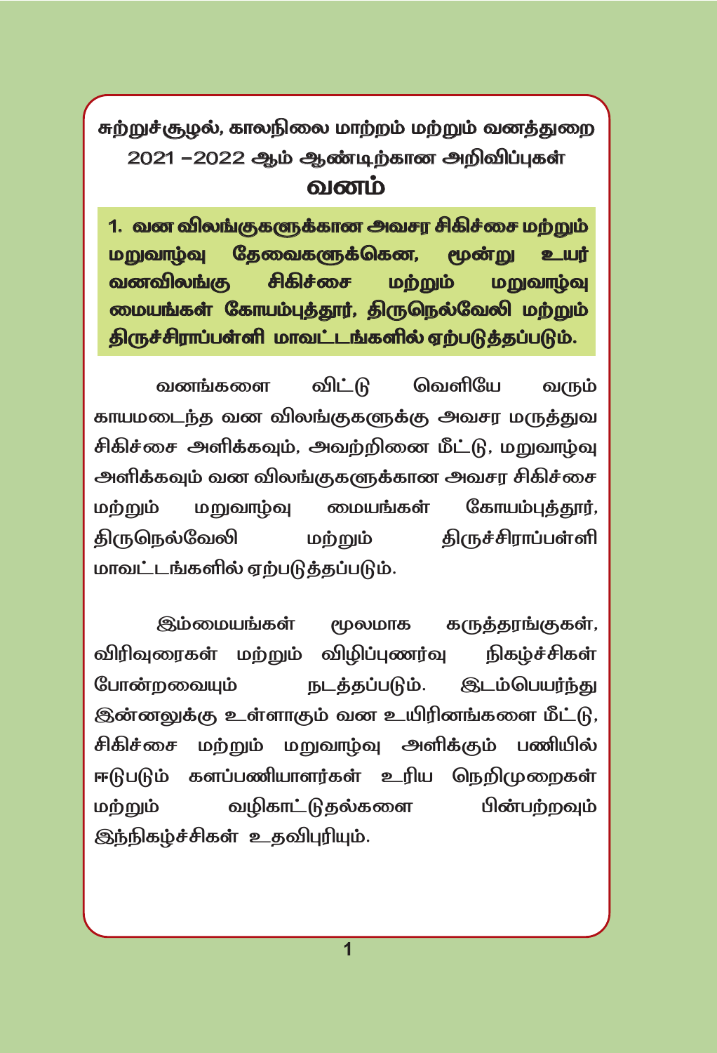# சுற்றுச்சூழல், காலநிலை மாற்றம் மற்றும் வனத்துறை 2021 –2022 ஆம் ஆண்டிற்கான அறிவிப்புகள்

## வனம்

**1. வன விலங்குகளுக்கான அவசர சிகிச்சை மற்றும் மறுவாழ்வு தேவைகளுக்கென, மூன்று உயர் வனவிலங்கு சிகிச்சை மற்றும் மறுவாழ்வு மையங்கள் கோயம்புத்தூர், திருநெல்வேலி மற்றும் திருச்சிராப்பள்ளி மாவட்டங்களில் ஏற்படுத்தப்படும்.**

வனங்களை விட்டு வெளியே வரும் காயமடைந்த வன விலங்குகளுக்கு அவசர மருத்துவ சிகிச்சை அளிக்கவும், அவற்றினை மீட்டு, மறுவாழ்வு அளிக்கவும் வன விலங்குகளுக்கான அவசர சிகிச்சை மற்றும் மறுவாழ்வு மையங்கள் கோயம்புத்தூர், திருநெல்வேலி மற்றும் திருச்சிராப்பள்ளி மாவட்டங்களில் ஏற்படுத்தப்படும்.

இம்மையங்கள் மூலமாக கருத்தரங்குகள், விரிவுரைகள் மற்றும் விழிப்புணர்வு நிகழ்ச்சிகள் போன்றவையும் நடத்தப்படும். இடம்பெயர்ந்து இன்னலுக்கு உள்ளாகும் வன உயிரினங்களை மீட்டு, சிகிச்சை மற்றும் மறுவாழ்வு அளிக்கும் பணியில் ஈடுபடும் களப்பணியாளர்கள் உரிய நெறிமுறைகள் மற்றும் வழிகாட்டுதல்களை பின்பற்றவும் இந்நிகழ்ச்சிகள் உதவிபுரியும்.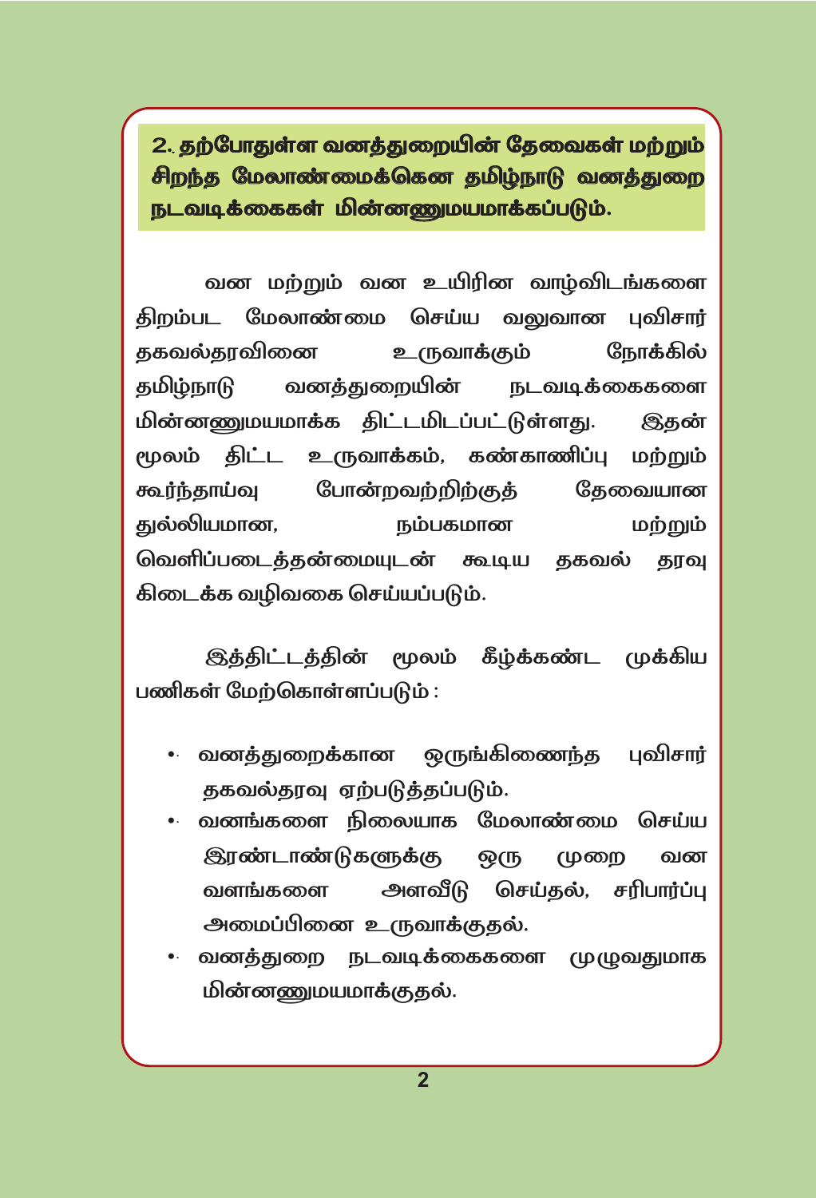## 2. தற்போதுள்ள வனத்துறையின் தேவைகள் மற்றும் சிறந்த மேலாண்மைக்கென தமிழ்நாடு வனத்துறை நடவடிக்கைகள் மின்னணுமயமாக்கப்படும்.

வன மற்றும் வன உயிரின வாழ்விடங்களை திறம்பட மேலாண்மை செய்ய வலுவான புவிசார் தகவல்தரவினை உருவாக்கும் நோக்கில் தமிழ்நாடு வனத்துறையின் நடவடிக்கைகளை மின்னணுமயமாக்க திட்டமிடப்பட்டுள்ளது. இதன் மூலம் திட்ட உருவாக்கம், கண்காணிப்பு மற்றும் கூர்ந்தாய்வு போன்றவற்றிற்குத் தேவையான துல்லியமான, நம்பகமான மற்றும் வெளிப்படைத்தன்மையுடன் கூடிய தகவல் தரவு கிடைக்க வழிவகை செய்யப்படும்.

இத்திட்டத்தின் மூலம் கீழ்க்கண்ட முக்கிய பணிகள் மேற்கொள்ளப்படும் :

- வனத்துறைக்கான ஒருங்கிணைந்த புவிசார் தகவல்தரவு ஏற்படுத்தப்படும்.
- வனங்களை நிலையாக மேலாண்மை செய்ய இரண்டாண்டுகளுக்கு ஒரு முறை வன வளங்களை அளவீடு செய்தல், சரிபார்ப்பு அமைப்பினை உருவாக்குதல்.
- வனத்துறை நடவடிக்கைகளை முழுவதுமாக மின்னணுமயமாக்குதல்.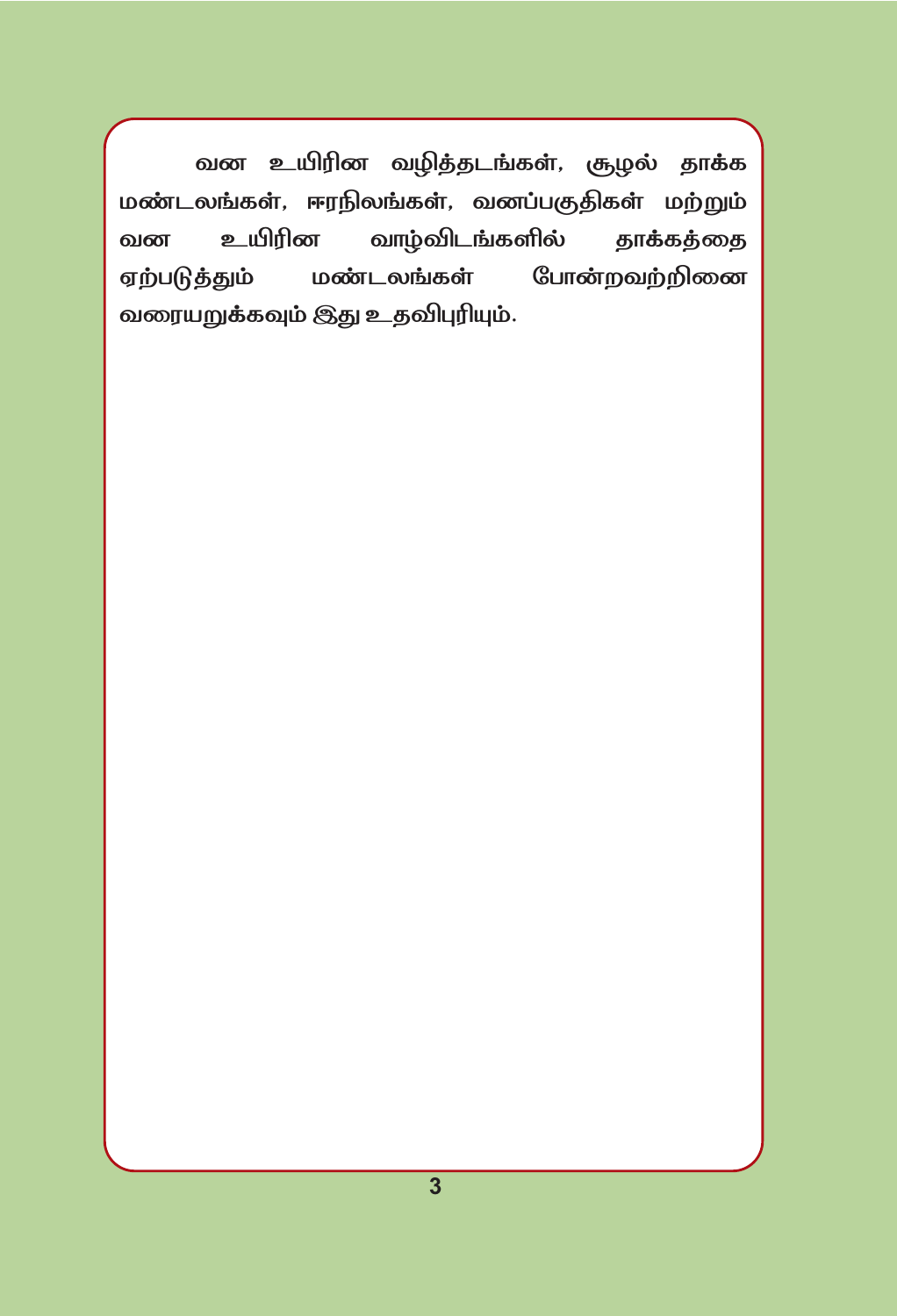வன உயிரின வழித்தடங்கள், சூழல் தாக்க மண்டலங்கள், ஈரநிலங்கள், வனப்பகுதிகள் மற்றும் வன உயிரின வாழ்விடங்களில் தாக்கத்தை ஏற்படுத்தும் மண்டலங்கள் போன்றவற்றினை வரையறுக்கவும் இது உதவிபுரியும்.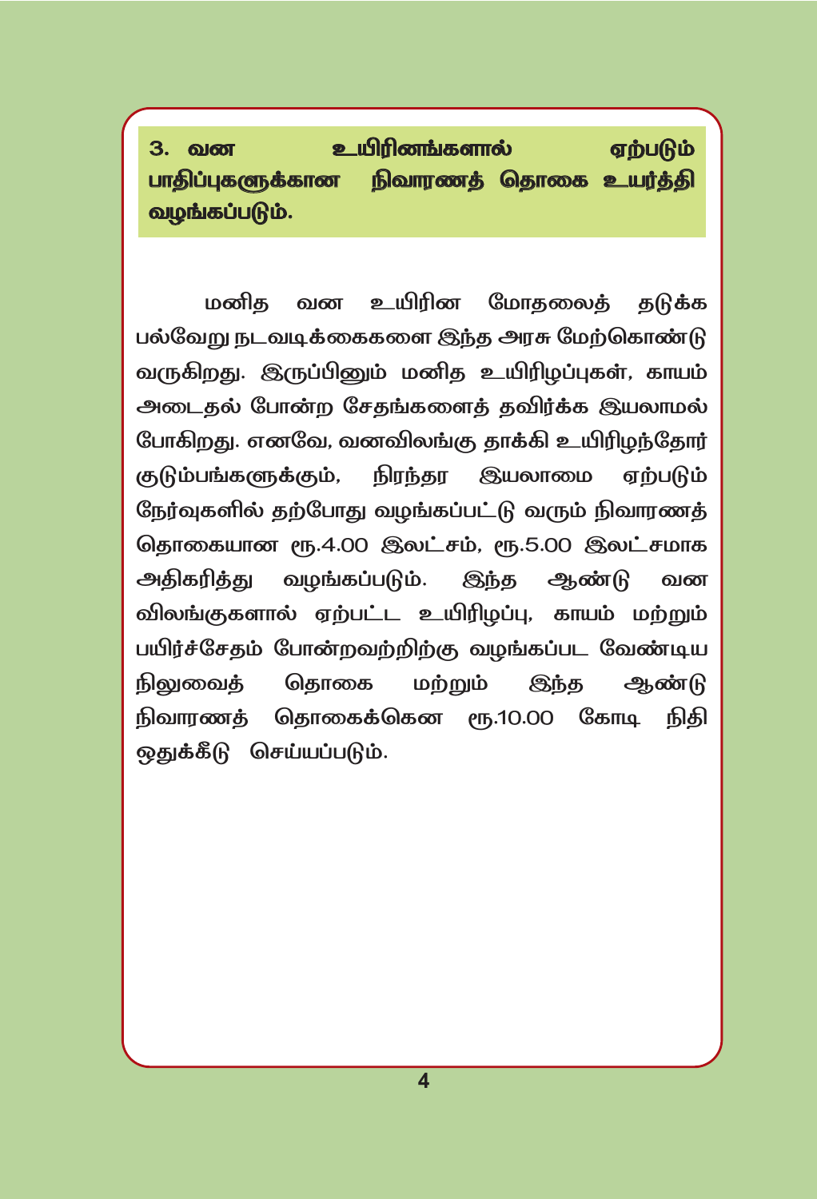## 3. வன உயிரினங்களால் ஏற்படும் பாதிப்புகளுக்கான நிவாரணத் தொகை உயர்த்தி வழங்கப்படும்.

மனித வன உயிரின மோதலைத் தடுக்க பல்வேறு நடவடிக்கைகளை இந்த அரசு மேற்கொண்டு வருகிறது. இருப்பினும் மனித உயிரிழப்புகள், காயம் அடைதல் போன்ற சேதங்களைத் தவிர்க்க இயலாமல் போகிறது. எனவே, வனவிலங்கு தாக்கி உயிரிழந்தோர் குடும்பங்களுக்கும், நிரந்தர இயலாமை ஏற்படும் நேர்வுகளில் தற்போது வழங்கப்பட்டு வரும் நிவாரணத் தொகையான ரூ.4.00 இலட்சம், ரூ.5.00 இலட்சமாக அதிகரித்து வழங்கப்படும். இந்த ஆண்டு வன விலங்குகளால் ஏற்பட்ட உயிரிழப்பு, காயம் மற்றும் பயிர்ச்சேதம் போன்றவற்றிற்கு வழங்கப்பட வேண்டிய நிலுவைத் தொகை மற்றும் இந்த ஆண்டு நிவாரணத் தொகைக்கென ரூ.10.00 கோடி நிதி ஒதுக்கீடு செய்யப்படும்.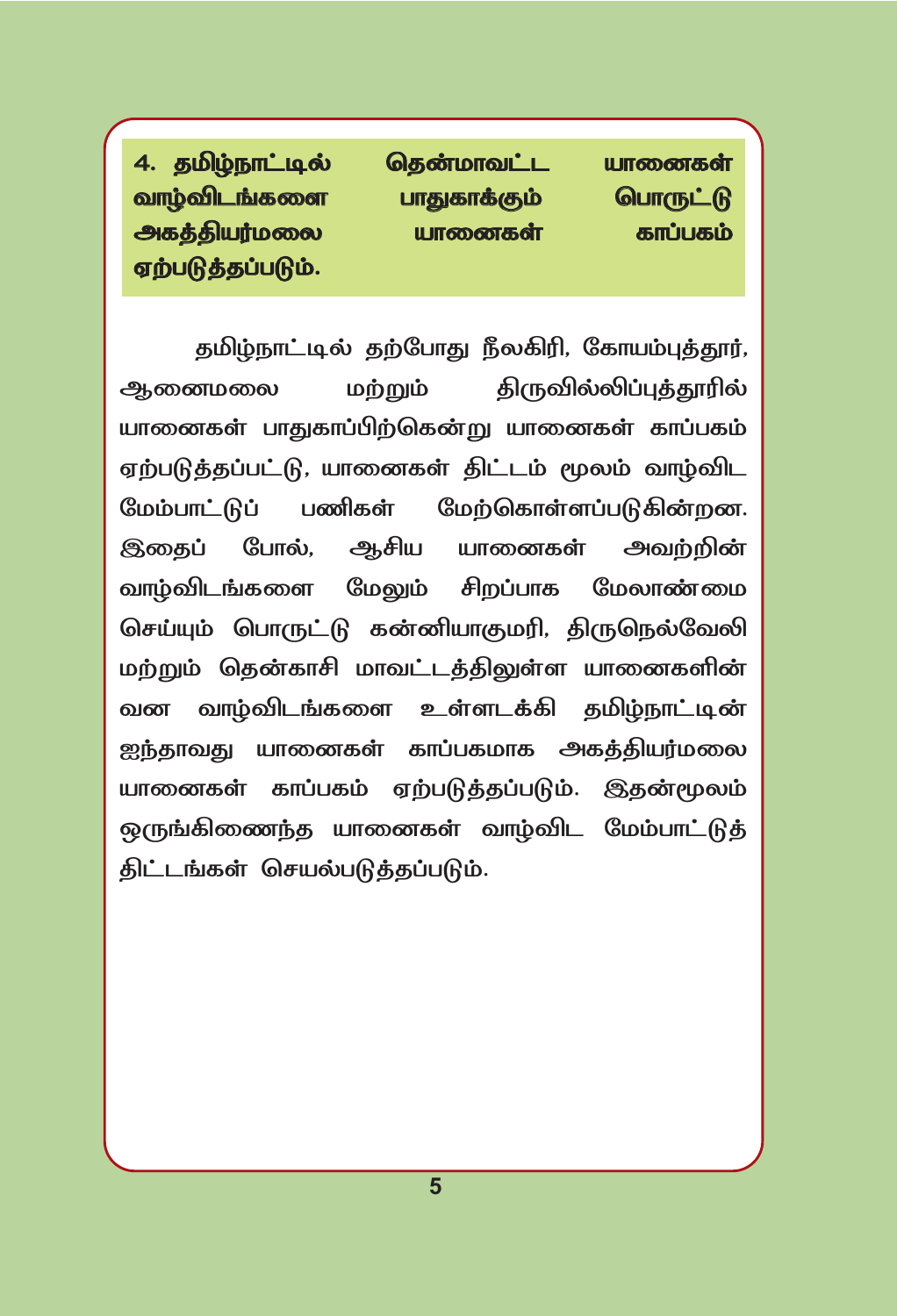**4. தமிழ்நாட்டில் தென்மாவட்ட யானைகள் வாழ்விடங்களை பாதுகாக்கும் பொருட்டு அகத்தியர்மலை யானைகள் காப்பகம் ஏற்படுத்தப்படும்.**

தமிழ்நாட்டில் தற்போது நீலகிரி, கோயம்புத்தூர், ஆனைமலை மற்றும் திருவில்லிப்புத்தூரில் யானைகள் பாதுகாப்பிற்கென்று யானைகள் காப்பகம் ஏற்படுத்தப்பட்டு, யானைகள் திட்டம் மூலம் வாழ்விட மேம்பாட்டுப் பணிகள் மேற்கொள்ளப்படுகின்றன. இதைப் போல், ஆசிய யானைகள் அவற்றின் வாழ்விடங்களை மேலும் சிறப்பாக மேலாண்மை செய்யும் பொருட்டு கன்னியாகுமரி, திருநெல்வேலி மற்றும் தென்காசி மாவட்டத்திலுள்ள யானைகளின் வன வாழ்விடங்களை உள்ளடக்கி தமிழ்நாட்டின் ஐந்தாவது யானைகள் காப்பகமாக அகத்தியர்மலை யானைகள் காப்பகம் ஏற்படுத்தப்படும். இதன்மூலம் ஒருங்கிணைந்த யானைகள் வாழ்விட மேம்பாட்டுத் திட்டங்கள் செயல்படுத்தப்படும்.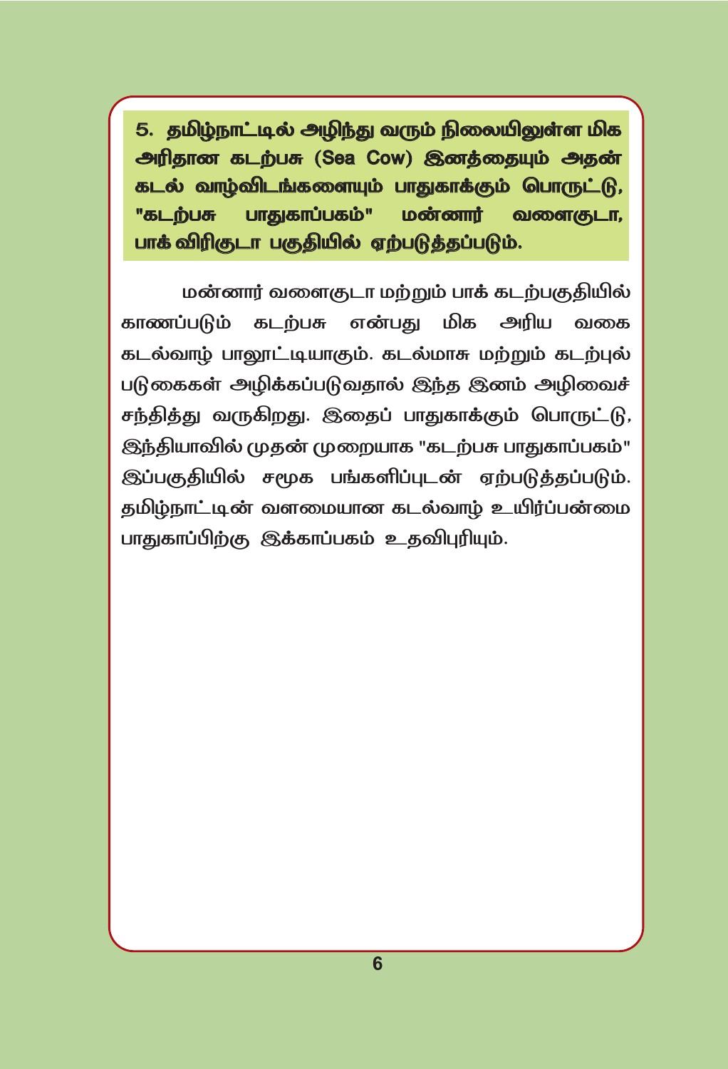**5. தமிழ்நாட்டில் அழிந்து வரும் நிலையிலுள்ள மிக அரிதான கடற்பசு (Sea Cow) இனத்தையும் அதன் கடல் வாழ்விடங்களையும் பாதுகாக்கும் பொருட்டு, "கடற்பசு பாதுகாப்பகம்" மன்னார் வளைகுடா, பாக் விரிகுடா பகுதியில் ஏற்படுத்தப்படும்.**

மன்னார் வளைகுடா மற்றும் பாக் கடற்பகுதியில் காணப்படும் கடற்பசு என்பது மிக அரிய வகை கடல்வாழ் பாலூட்டியாகும். கடல்மாசு மற்றும் கடற்புல் படுகைகள் அழிக்கப்படுவதால் இந்த இனம் அழிவைச் சந்தித்து வருகிறது. இதைப் பாதுகாக்கும் பொருட்டு, இந்தியாவில் முதன் முறையாக "கடற்பசு பாதுகாப்பகம்" இப்பகுதியில் சமூக பங்களிப்புடன் ஏற்படுத்தப்படும். தமிழ்நாட்டின் வளமையான கடல்வாழ் உயிர்ப்பன்மை பாதுகாப்பிற்கு இக்காப்பகம் உதவிபுரியும்.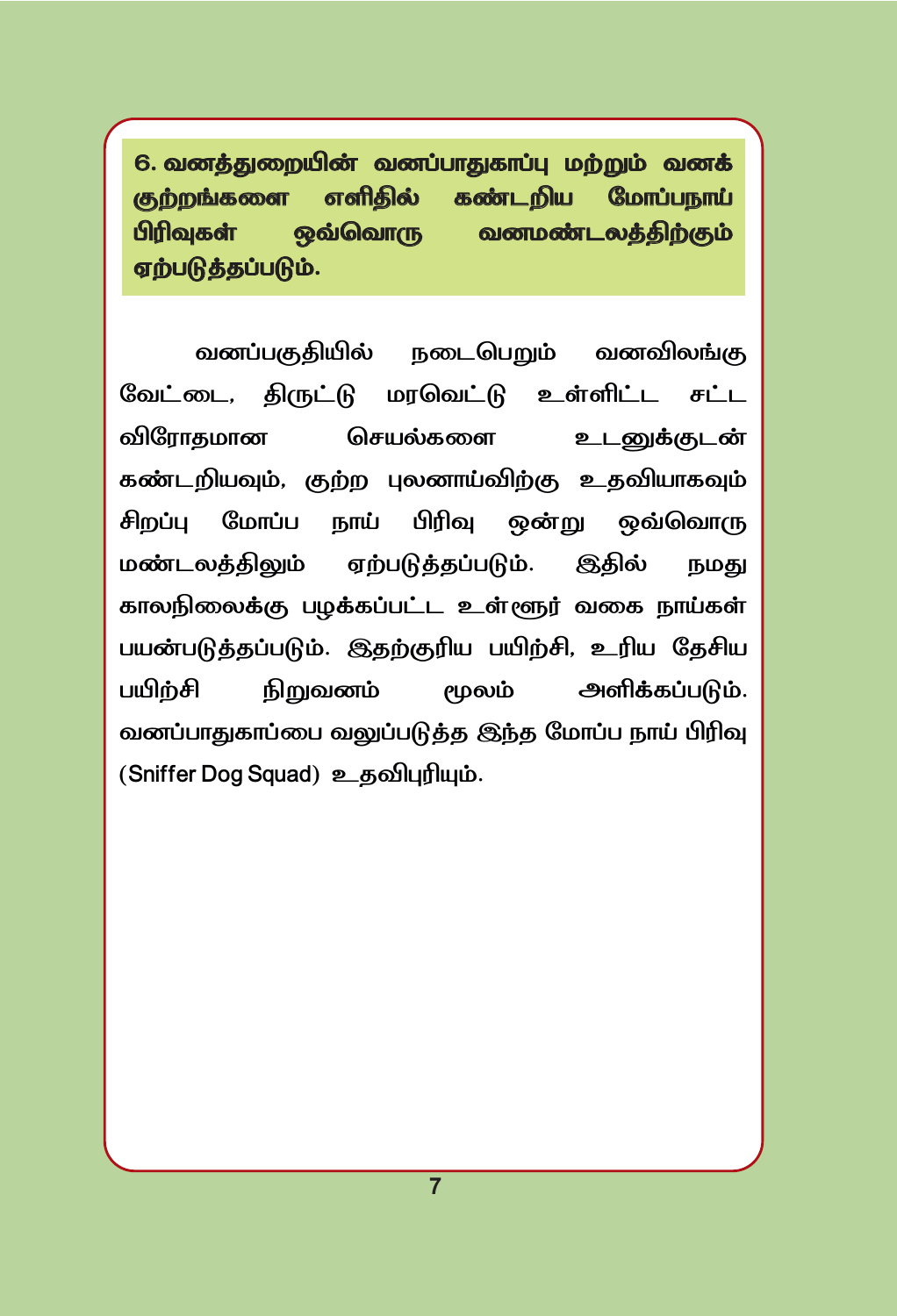**6. வனத்துறையின் வனப்பாதுகாப்பு மற்றும் வனக் குற்றங்களை எளிதில் கண்டறிய மோப்பநாய் பிரிவுகள் ஒவ்வொரு வனமண்டலத்திற்கும் ஏற்படுத்தப்படும்.**

வனப்பகுதியில் நடைபெறும் வனவிலங்கு வேட்டை, திருட்டு மரவெட்டு உள்ளிட்ட சட்ட விரோதமான செயல்களை உடனுக்குடன் கண்டறியவும், குற்ற புலனாய்விற்கு உதவியாகவும் சிறப்பு மோப்ப நாய் பிரிவு ஒன்று ஒவ்வொரு மண்டலத்திலும் ஏற்படுத்தப்படும். இதில் நமது காலநிலைக்கு பழக்கப்பட்ட உள்ளூர் வகை நாய்கள் பயன்படுத்தப்படும். இதற்குரிய பயிற்சி, உரிய தேசிய பயிற்சி நிறுவனம் மூலம் அளிக்கப்படும். வனப்பாதுகாப்பை வலுப்படுத்த இந்த மோப்ப நாய் பிரிவு (Sniffer Dog Squad) உதவிபுரியும்.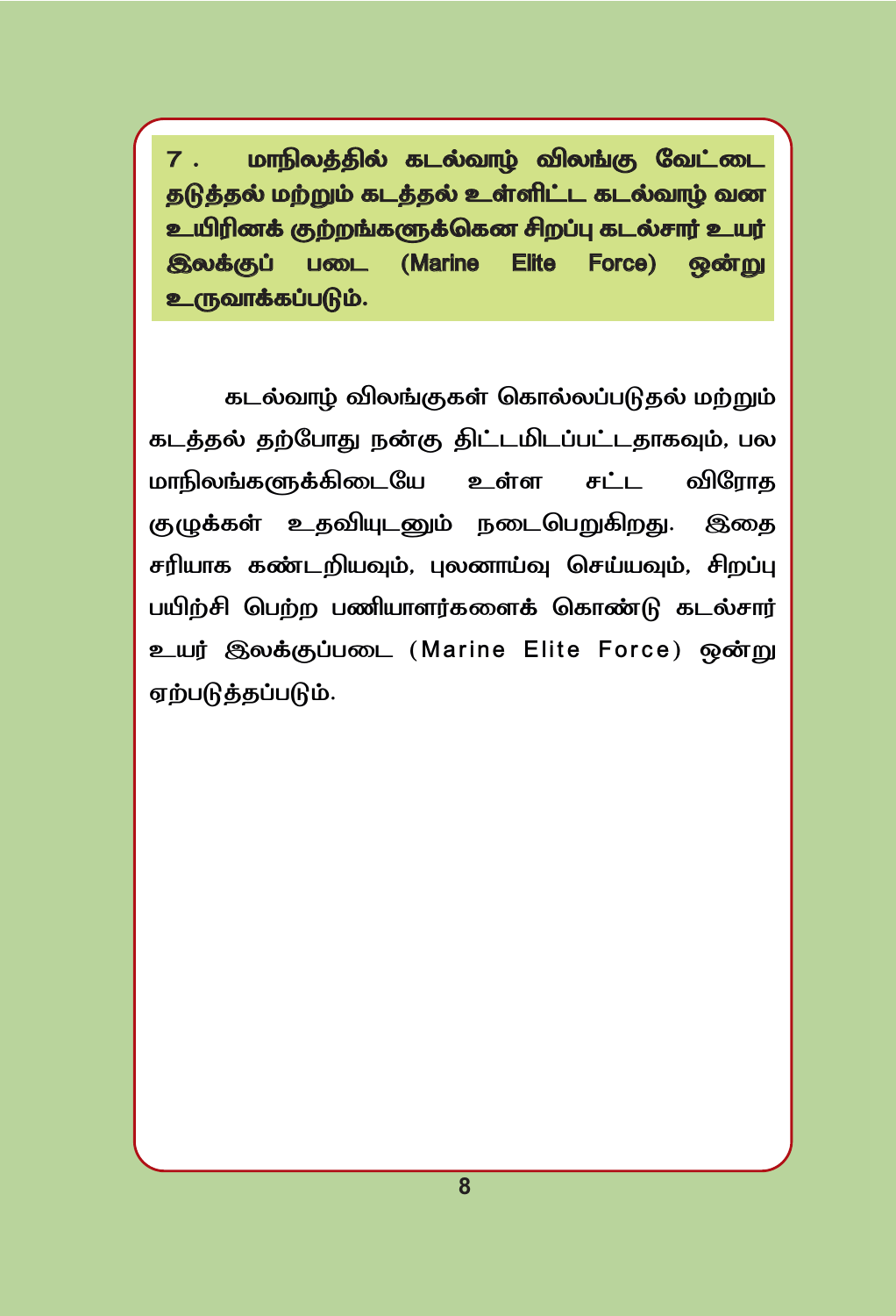**7. மாநிலத்தில் கடல்வாழ் விலங்கு வேட்டை தடுத்தல் மற்றும் கடத்தல் உள்ளிட்ட கடல்வாழ் வன உயிரினக் குற்றங்களுக்கென சிறப்பு கடல்சார் உயர் இலக்குப் படை (Marine Elite Force) ஒன்று உருவாக்கப்படும்.**

கடல்வாழ் விலங்குகள் கொல்லப்படுதல் மற்றும் கடத்தல் தற்போது நன்கு திட்டமிடப்பட்டதாகவும், பல மாநிலங்களுக்கிடையே உள்ள சட்ட விரோத குழுக்கள் உதவியுடனும் நடைபெறுகிறது. இதை சரியாக கண்டறியவும், புலனாய்வு செய்யவும், சிறப்பு பயிற்சி பெற்ற பணியாளர்களைக் கொண்டு கடல்சார் உயர் இலக்குப்படை (Marine Elite Force) ஒன்று ஏற்படுத்தப்படும்.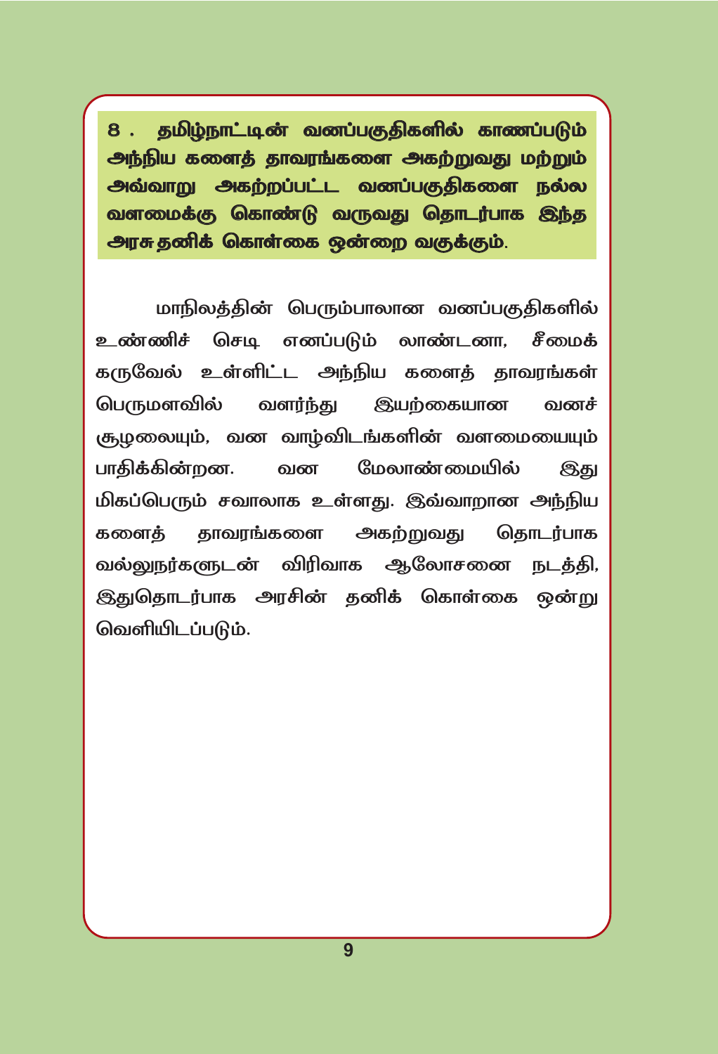**8. தமிழ்நாட்டின் வனப்பகுதிகளில் காணப்படும் அந்நிய களைத் தாவரங்களை அகற்றுவது மற்றும் அவ்வாறு அகற்றப்பட்ட வனப்பகுதிகளை நல்ல வளமைக்கு கொண்டு வருவது தொடர்பாக இந்த அரசு தனிக் கொள்கை ஒன்றை வகுக்கும்.**

மாநிலத்தின் பெரும்பாலான வனப்பகுதிகளில் உண்ணிச் செடி எனப்படும் லாண்டனா, சீமைக் கருவேல் உள்ளிட்ட அந்நிய களைத் தாவரங்கள் பெருமளவில் வளர்ந்து இயற்கையான வனச் சூழலையும், வன வாழ்விடங்களின் வளமையையும் பாதிக்கின்றன. வன மேலாண்மையில் இது மிகப்பெரும் சவாலாக உள்ளது. இவ்வாறான அந்நிய களைத் தாவரங்களை அகற்றுவது தொடர்பாக வல்லுநர்களுடன் விரிவாக ஆலோசனை நடத்தி, இதுதொடர்பாக அரசின் தனிக் கொள்கை ஒன்று வெளியிடப்படும்.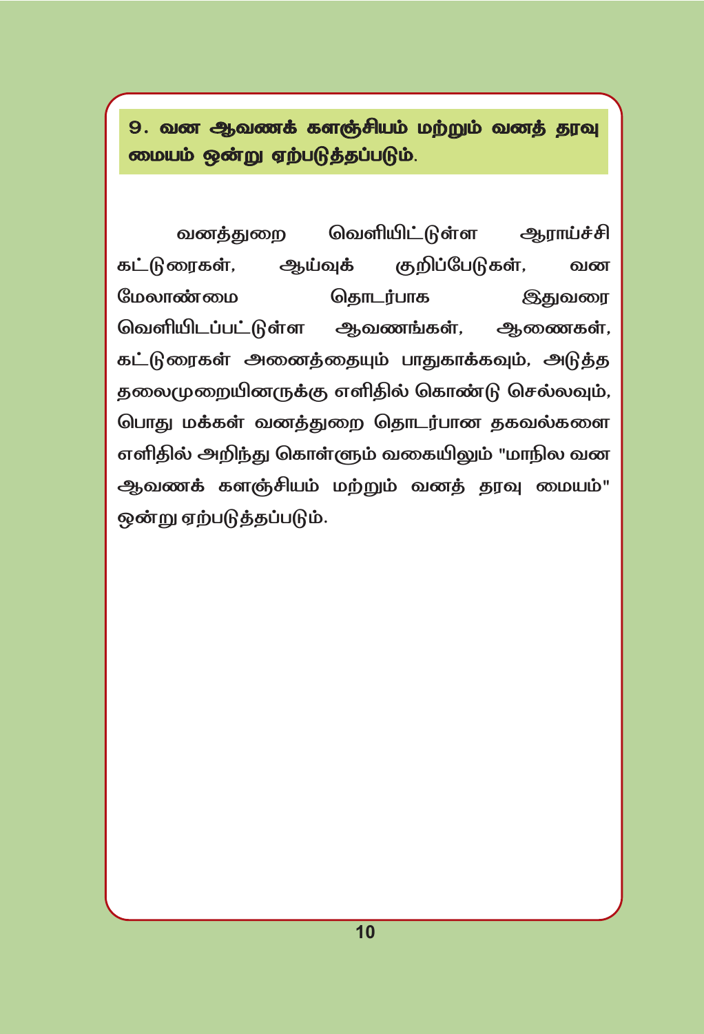## 9. வன ஆவணக் களஞ்சியம் மற்றும் வனத் தரவு மையம் ஒன்று ஏற்படுத்தப்படும்.

வனத்துறை வெளியிட்டுள்ள ஆராய்ச்சி கட்டுரைகள், ஆய்வுக் குறிப்பேடுகள், வன மேலாண்மை தொடர்பாக இதுவரை வெளியிடப்பட்டுள்ள ஆவணங்கள், ஆணைகள், கட்டுரைகள் அனைத்தையும் பாதுகாக்கவும், அடுத்த தலைமுறையினருக்கு எளிதில் கொண்டு செல்லவும், பொது மக்கள் வனத்துறை தொடர்பான தகவல்களை எளிதில் அறிந்து கொள்ளும் வகையிலும் "மாநில வன ஆவணக் களஞ்சியம் மற்றும் வனத் தரவு மையம்" ஒன்று ஏற்படுத்தப்படும்.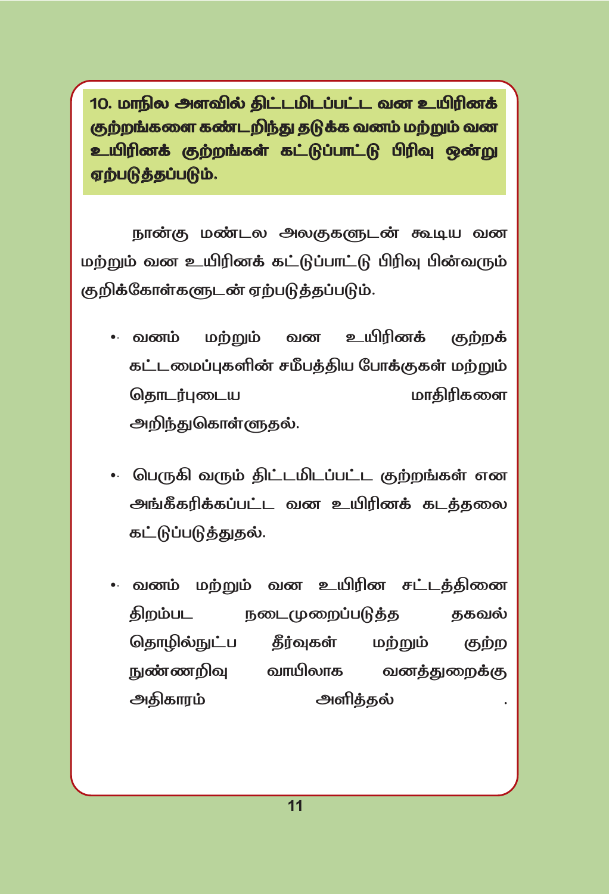**10. மாநில அளவில் திட்டமிடப்பட்ட வன உயிரினக் குற்றங்களை கண்டறிந்து தடுக்க வனம் மற்றும் வன உயிரினக் குற்றங்கள் கட்டுப்பாட்டு பிரிவு ஒன்று ஏற்படுத்தப்படும்.**

நான்கு மண்டல அலகுகளுடன் கூடிய வன மற்றும் வன உயிரினக் கட்டுப்பாட்டு பிரிவு பின்வரும் குறிக்கோள்களுடன் ஏற்படுத்தப்படும்.

- வனம் மற்றும் வன உயிரினக் குற்றக் கட்டமைப்புகளின் சமீபத்திய போக்குகள் மற்றும் தொடர்புடைய மாதிரிகளை அறிந்துகொள்ளுதல்.
- பெருகி வரும் திட்டமிடப்பட்ட குற்றங்கள் என அங்கீகரிக்கப்பட்ட வன உயிரினக் கடத்தலை கட்டுப்படுத்துதல்.
- வனம் மற்றும் வன உயிரின சட்டத்தினை திறம்பட நடைமுறைப்படுத்த தகவல் தொழில்நுட்ப தீர்வுகள் மற்றும் குற்ற நுண்ணறிவு வாயிலாக வனத்துறைக்கு அதிகாரம் அளித்தல் .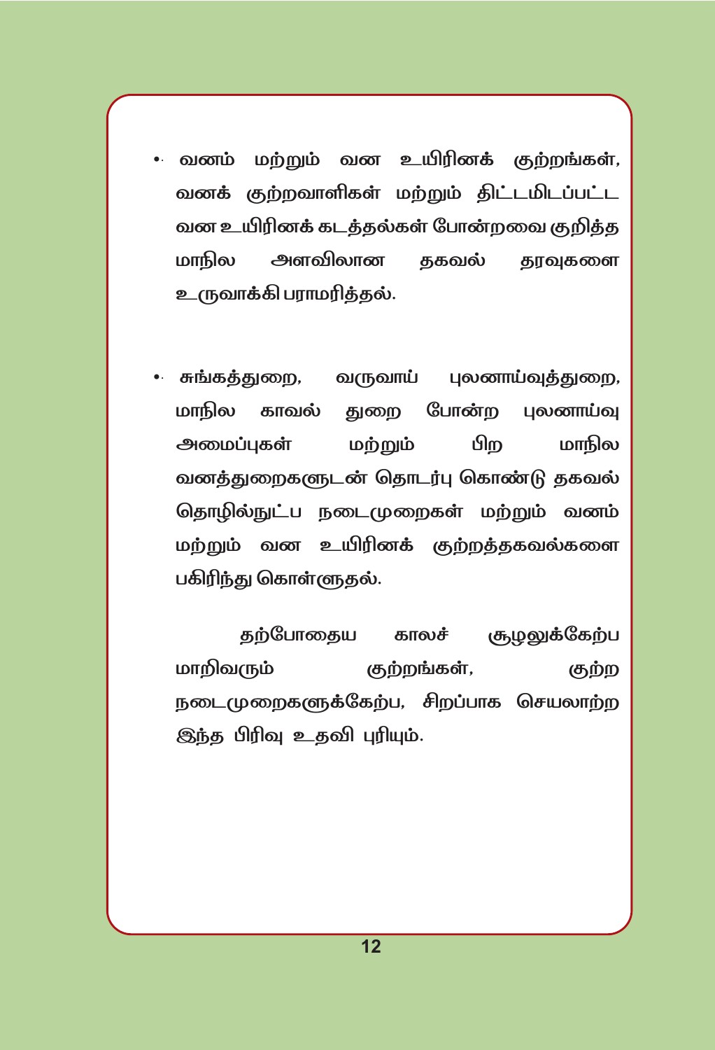- வனம் மற்றும் வன உயிரினக் குற்றங்கள், வனக் குற்றவாளிகள் மற்றும் திட்டமிடப்பட்ட வன உயிரினக் கடத்தல்கள் போன்றவை குறித்த மாநில அளவிலான தகவல் தரவுகளை உருவாக்கி பராமரித்தல்.

- சுங்கத்துறை, வருவாய் புலனாய்வுத்துறை, மாநில காவல் துறை போன்ற புலனாய்வு அமைப்புகள் மற்றும் பிற மாநில வனத்துறைகளுடன் தொடர்பு கொண்டு தகவல் தொழில்நுட்ப நடைமுறைகள் மற்றும் வனம் மற்றும் வன உயிரினக் குற்றத்தகவல்களை பகிரிந்து கொள்ளுதல்.

தற்போதைய காலச் சூழலுக்கேற்ப மாறிவரும் குற்றங்கள், குற்ற நடைமுறைகளுக்கேற்ப, சிறப்பாக செயலாற்ற இந்த பிரிவு உதவி புரியும்.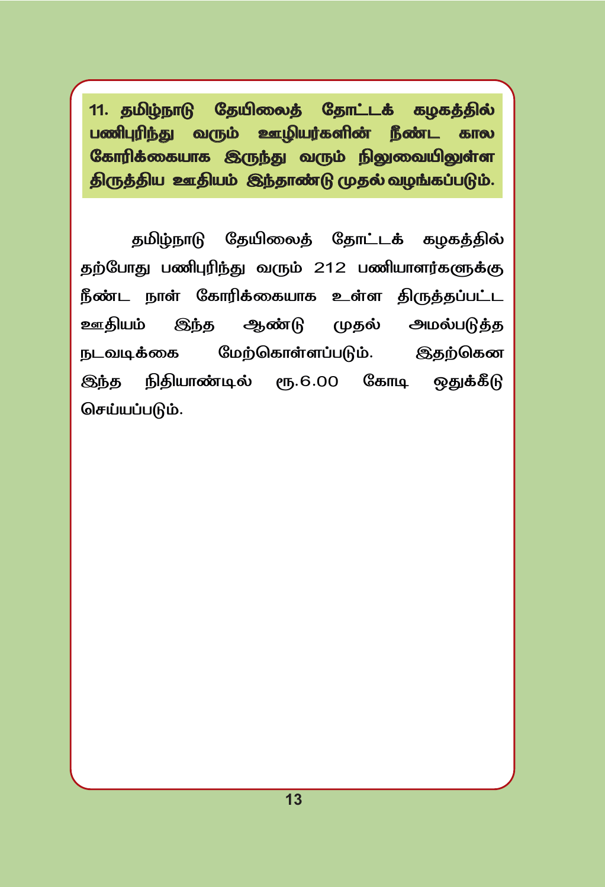**11. தமிழ்நாடு தேயிலைத் தோட்டக் கழகத்தில் பணிபுரிந்து வரும் ஊழியர்களின் நீண்ட கால கோரிக்கையாக இருந்து வரும் நிலுவையிலுள்ள திருத்திய ஊதியம் இந்தாண்டு முதல் வழங்கப்படும்.**

தமிழ்நாடு தேயிலைத் தோட்டக் கழகத்தில் தற்போது பணிபுரிந்து வரும் 212 பணியாளர்களுக்கு நீண்ட நாள் கோரிக்கையாக உள்ள திருத்தப்பட்ட ஊதியம் இந்த ஆண்டு முதல் அமல்படுத்த நடவடிக்கை மேற்கொள்ளப்படும். இதற்கென இந்த நிதியாண்டில் ரூ.6.00 கோடி ஒதுக்கீடு செய்யப்படும்.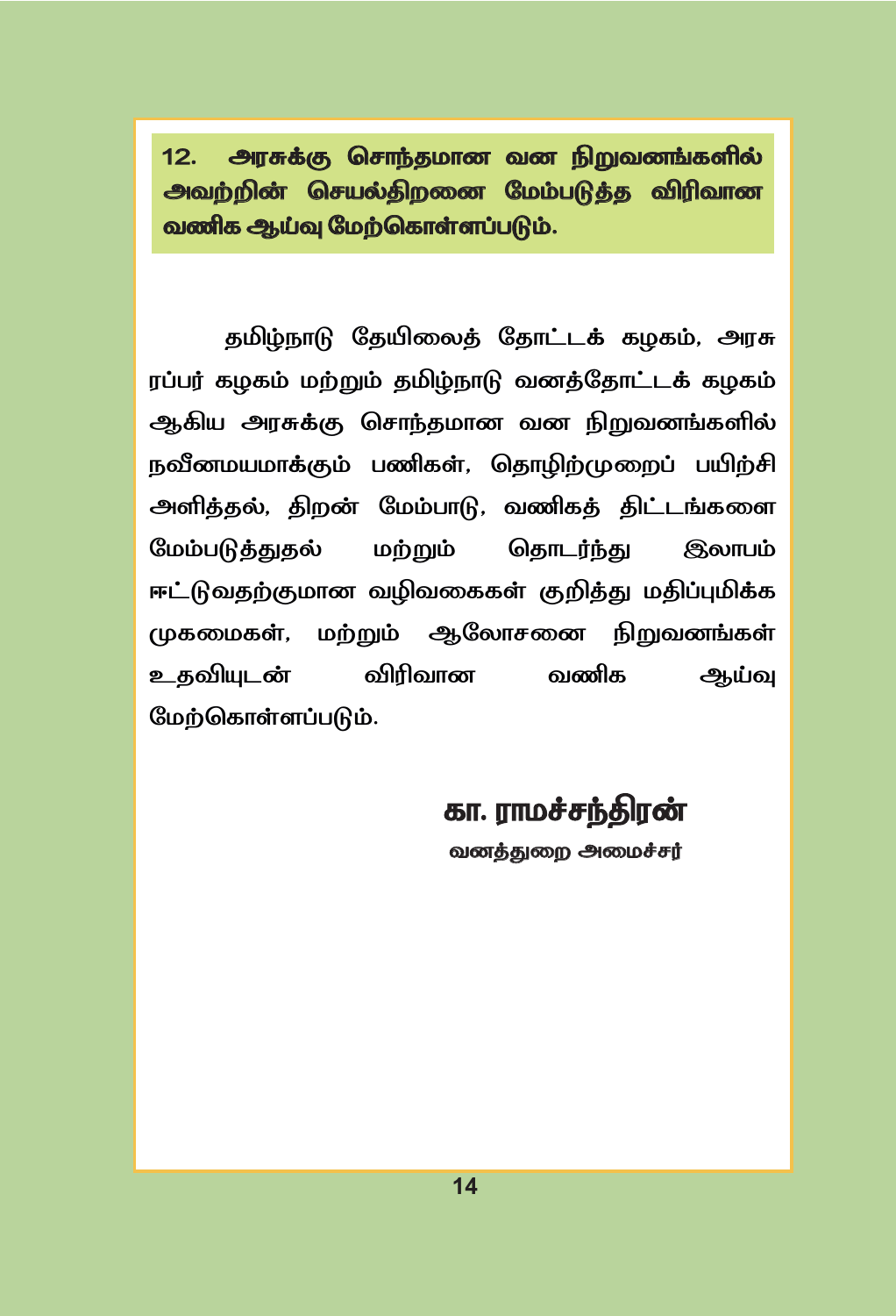**12. அரசுக்கு சொந்தமான வன நிறுவனங்களில் அவற்றின் செயல்திறனை மேம்படுத்த விரிவான வணிக ஆய்வு மேற்கொள்ளப்படும்.**

தமிழ்நாடு தேயிலைத் தோட்டக் கழகம், அரசு ரப்பர் கழகம் மற்றும் தமிழ்நாடு வனத்தோட்டக் கழகம் ஆகிய அரசுக்கு சொந்தமான வன நிறுவனங்களில் நவீனமயமாக்கும் பணிகள், தொழிற்முறைப் பயிற்சி அளித்தல், திறன் மேம்பாடு, வணிகத் திட்டங்களை மேம்படுத்துதல் மற்றும் தொடர்ந்து இலாபம் ஈட்டுவதற்குமான வழிவகைகள் குறித்து மதிப்புமிக்க முகமைகள், மற்றும் ஆலோசனை நிறுவனங்கள் உதவியுடன் விரிவான வணிக ஆய்வு மேற்கொள்ளப்படும்.

**கா. ராமச்சந்திரன்**
**வனத்துறை அமைச்சர்**